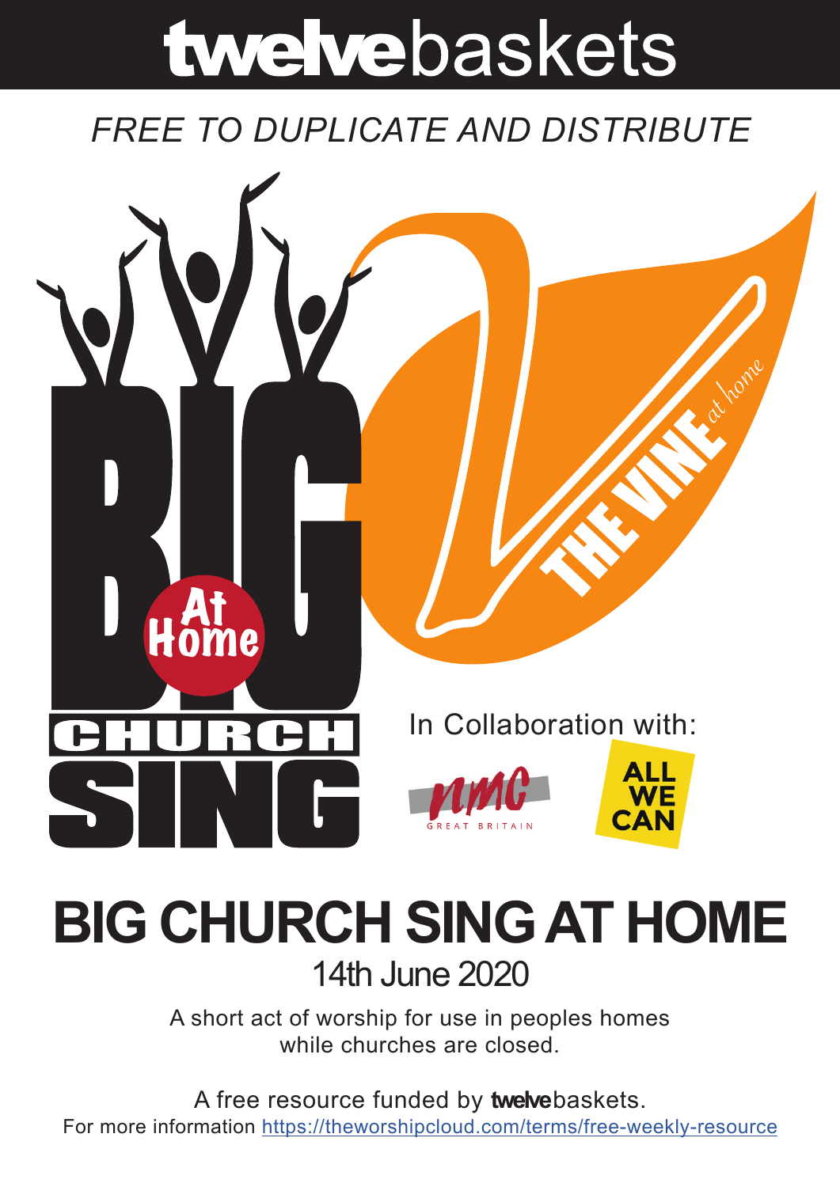# twelvebaskets

*FREE TO DUPLICATE AND DISTRIBUTE*

BIG At Home CHURCH SING

THE VINE *at home*

In Collaboration with:

NMC GREAT BRITAIN

ALL WE CAN

# BIG CHURCH SING AT HOME

## 14th June 2020

A short act of worship for use in peoples homes
while churches are closed.

A free resource funded by **twelve**baskets.
For more information https://theworshipcloud.com/terms/free-weekly-resource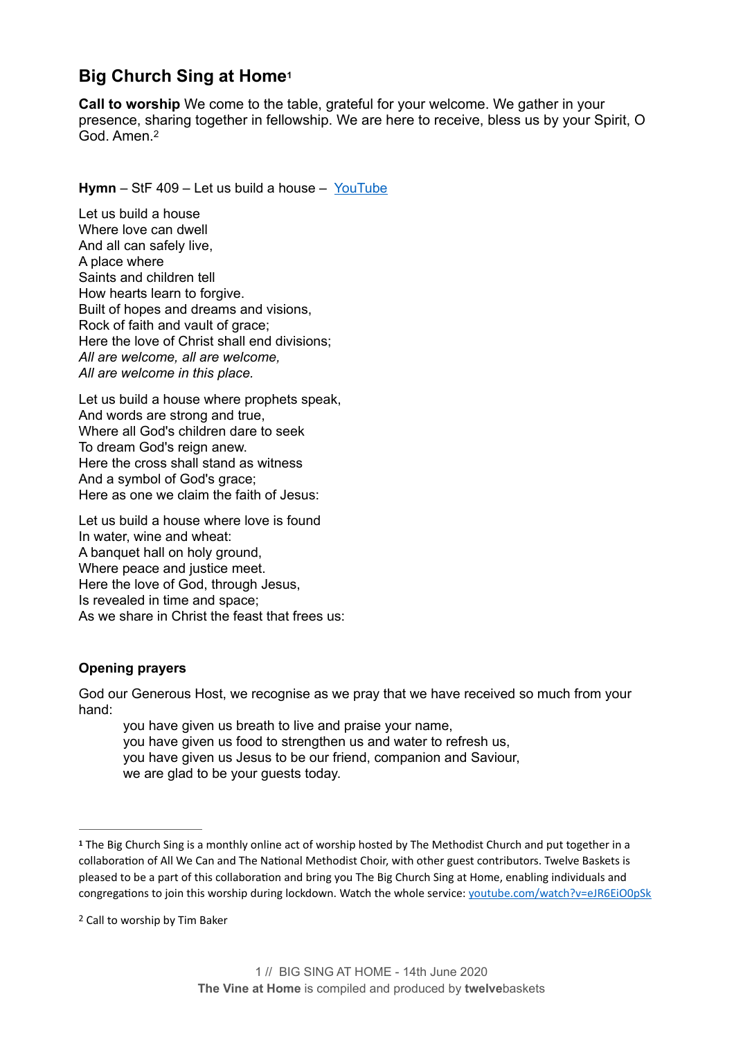## Big Church Sing at Home[1]

**Call to worship** We come to the table, grateful for your welcome. We gather in your presence, sharing together in fellowship. We are here to receive, bless us by your Spirit, O God. Amen.[2]

**Hymn** – StF 409 – Let us build a house – [YouTube](https://www.youtube.com)

Let us build a house
Where love can dwell
And all can safely live,
A place where
Saints and children tell
How hearts learn to forgive.
Built of hopes and dreams and visions,
Rock of faith and vault of grace;
Here the love of Christ shall end divisions;
*All are welcome, all are welcome,*
*All are welcome in this place.*

Let us build a house where prophets speak,
And words are strong and true,
Where all God's children dare to seek
To dream God's reign anew.
Here the cross shall stand as witness
And a symbol of God's grace;
Here as one we claim the faith of Jesus:

Let us build a house where love is found
In water, wine and wheat:
A banquet hall on holy ground,
Where peace and justice meet.
Here the love of God, through Jesus,
Is revealed in time and space;
As we share in Christ the feast that frees us:

**Opening prayers**

God our Generous Host, we recognise as we pray that we have received so much from your hand:

> you have given us breath to live and praise your name,
> you have given us food to strengthen us and water to refresh us,
> you have given us Jesus to be our friend, companion and Saviour,
> we are glad to be your guests today.

---

[1] The Big Church Sing is a monthly online act of worship hosted by The Methodist Church and put together in a collaboration of All We Can and The National Methodist Choir, with other guest contributors. Twelve Baskets is pleased to be a part of this collaboration and bring you The Big Church Sing at Home, enabling individuals and congregations to join this worship during lockdown. Watch the whole service: [youtube.com/watch?v=eJR6EiO0pSk](https://youtube.com/watch?v=eJR6EiO0pSk)

[2] Call to worship by Tim Baker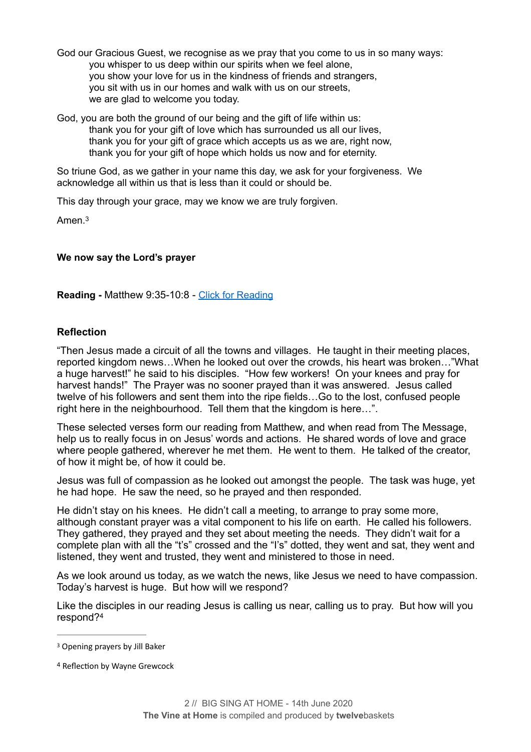God our Gracious Guest, we recognise as we pray that you come to us in so many ways:
you whisper to us deep within our spirits when we feel alone,
you show your love for us in the kindness of friends and strangers,
you sit with us in our homes and walk with us on our streets,
we are glad to welcome you today.

God, you are both the ground of our being and the gift of life within us:
thank you for your gift of love which has surrounded us all our lives,
thank you for your gift of grace which accepts us as we are, right now,
thank you for your gift of hope which holds us now and for eternity.

So triune God, as we gather in your name this day, we ask for your forgiveness. We acknowledge all within us that is less than it could or should be.

This day through your grace, may we know we are truly forgiven.

Amen.[3]

**We now say the Lord's prayer**

**Reading -** Matthew 9:35-10:8 - [Click for Reading]

## Reflection

"Then Jesus made a circuit of all the towns and villages. He taught in their meeting places, reported kingdom news…When he looked out over the crowds, his heart was broken…"What a huge harvest!" he said to his disciples. "How few workers! On your knees and pray for harvest hands!" The Prayer was no sooner prayed than it was answered. Jesus called twelve of his followers and sent them into the ripe fields…Go to the lost, confused people right here in the neighbourhood. Tell them that the kingdom is here…".

These selected verses form our reading from Matthew, and when read from The Message, help us to really focus in on Jesus' words and actions. He shared words of love and grace where people gathered, wherever he met them. He went to them. He talked of the creator, of how it might be, of how it could be.

Jesus was full of compassion as he looked out amongst the people. The task was huge, yet he had hope. He saw the need, so he prayed and then responded.

He didn't stay on his knees. He didn't call a meeting, to arrange to pray some more, although constant prayer was a vital component to his life on earth. He called his followers. They gathered, they prayed and they set about meeting the needs. They didn't wait for a complete plan with all the "t's" crossed and the "I's" dotted, they went and sat, they went and listened, they went and trusted, they went and ministered to those in need.

As we look around us today, as we watch the news, like Jesus we need to have compassion. Today's harvest is huge. But how will we respond?

Like the disciples in our reading Jesus is calling us near, calling us to pray. But how will you respond?[4]

---

[3] Opening prayers by Jill Baker

[4] Reflection by Wayne Grewcock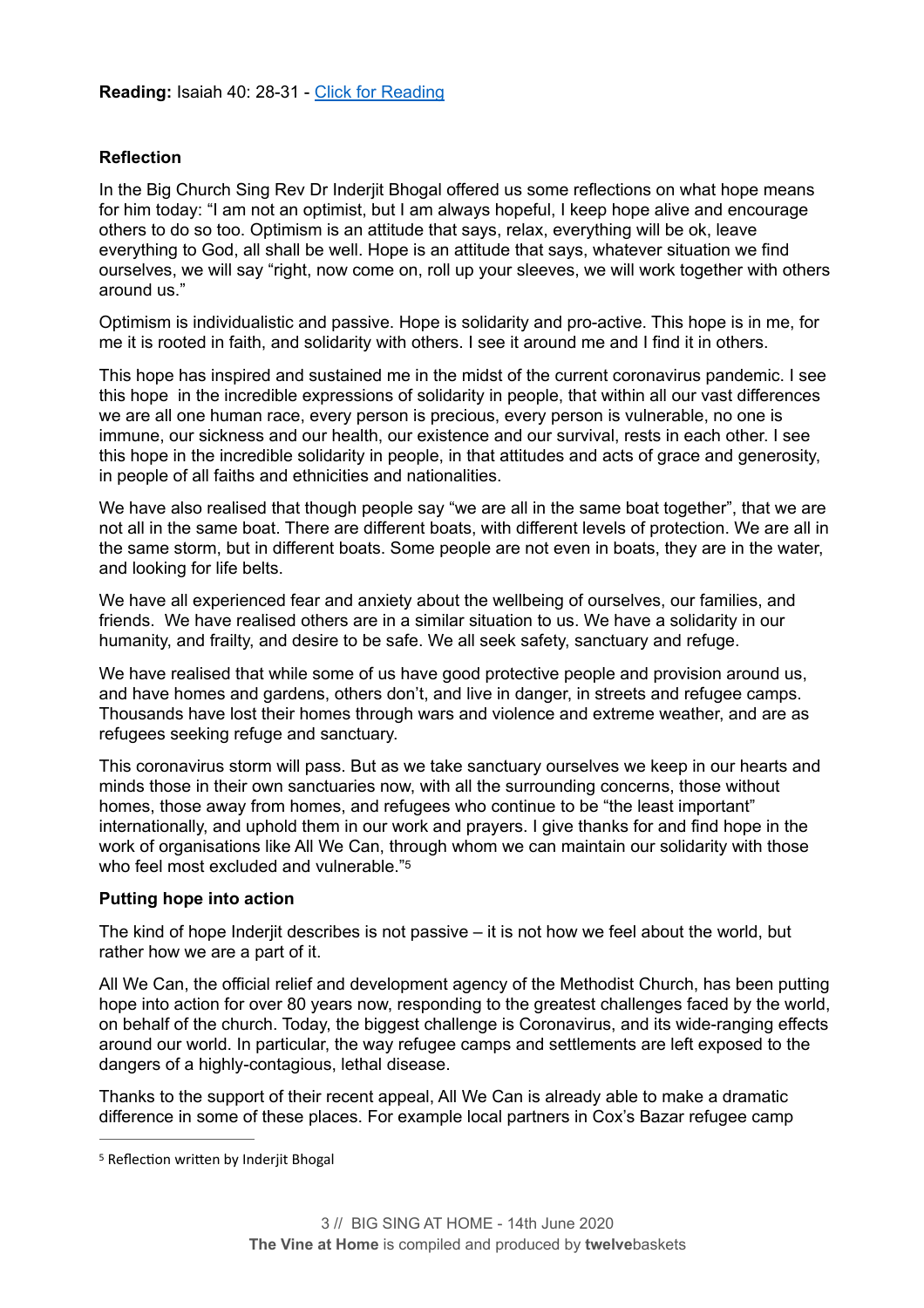**Reading:** Isaiah 40: 28-31 - [Click for Reading]

**Reflection**

In the Big Church Sing Rev Dr Inderjit Bhogal offered us some reflections on what hope means for him today: "I am not an optimist, but I am always hopeful, I keep hope alive and encourage others to do so too. Optimism is an attitude that says, relax, everything will be ok, leave everything to God, all shall be well. Hope is an attitude that says, whatever situation we find ourselves, we will say "right, now come on, roll up your sleeves, we will work together with others around us."

Optimism is individualistic and passive. Hope is solidarity and pro-active. This hope is in me, for me it is rooted in faith, and solidarity with others. I see it around me and I find it in others.

This hope has inspired and sustained me in the midst of the current coronavirus pandemic. I see this hope in the incredible expressions of solidarity in people, that within all our vast differences we are all one human race, every person is precious, every person is vulnerable, no one is immune, our sickness and our health, our existence and our survival, rests in each other. I see this hope in the incredible solidarity in people, in that attitudes and acts of grace and generosity, in people of all faiths and ethnicities and nationalities.

We have also realised that though people say "we are all in the same boat together", that we are not all in the same boat. There are different boats, with different levels of protection. We are all in the same storm, but in different boats. Some people are not even in boats, they are in the water, and looking for life belts.

We have all experienced fear and anxiety about the wellbeing of ourselves, our families, and friends. We have realised others are in a similar situation to us. We have a solidarity in our humanity, and frailty, and desire to be safe. We all seek safety, sanctuary and refuge.

We have realised that while some of us have good protective people and provision around us, and have homes and gardens, others don't, and live in danger, in streets and refugee camps. Thousands have lost their homes through wars and violence and extreme weather, and are as refugees seeking refuge and sanctuary.

This coronavirus storm will pass. But as we take sanctuary ourselves we keep in our hearts and minds those in their own sanctuaries now, with all the surrounding concerns, those without homes, those away from homes, and refugees who continue to be "the least important" internationally, and uphold them in our work and prayers. I give thanks for and find hope in the work of organisations like All We Can, through whom we can maintain our solidarity with those who feel most excluded and vulnerable."[5]

**Putting hope into action**

The kind of hope Inderjit describes is not passive – it is not how we feel about the world, but rather how we are a part of it.

All We Can, the official relief and development agency of the Methodist Church, has been putting hope into action for over 80 years now, responding to the greatest challenges faced by the world, on behalf of the church. Today, the biggest challenge is Coronavirus, and its wide-ranging effects around our world. In particular, the way refugee camps and settlements are left exposed to the dangers of a highly-contagious, lethal disease.

Thanks to the support of their recent appeal, All We Can is already able to make a dramatic difference in some of these places. For example local partners in Cox's Bazar refugee camp

[5] Reflection written by Inderjit Bhogal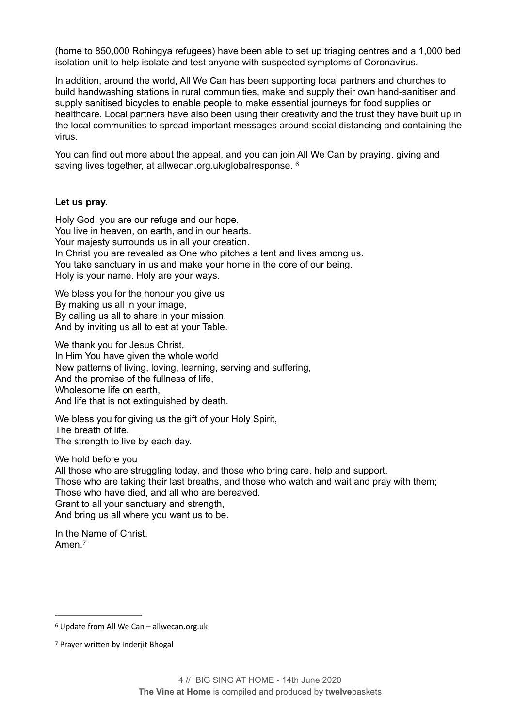(home to 850,000 Rohingya refugees) have been able to set up triaging centres and a 1,000 bed isolation unit to help isolate and test anyone with suspected symptoms of Coronavirus.

In addition, around the world, All We Can has been supporting local partners and churches to build handwashing stations in rural communities, make and supply their own hand-sanitiser and supply sanitised bicycles to enable people to make essential journeys for food supplies or healthcare. Local partners have also been using their creativity and the trust they have built up in the local communities to spread important messages around social distancing and containing the virus.

You can find out more about the appeal, and you can join All We Can by praying, giving and saving lives together, at allwecan.org.uk/globalresponse. [6]

**Let us pray.**

Holy God, you are our refuge and our hope.  
You live in heaven, on earth, and in our hearts.  
Your majesty surrounds us in all your creation.  
In Christ you are revealed as One who pitches a tent and lives among us.  
You take sanctuary in us and make your home in the core of our being.  
Holy is your name. Holy are your ways.

We bless you for the honour you give us  
By making us all in your image,  
By calling us all to share in your mission,  
And by inviting us all to eat at your Table.

We thank you for Jesus Christ,  
In Him You have given the whole world  
New patterns of living, loving, learning, serving and suffering,  
And the promise of the fullness of life,  
Wholesome life on earth,  
And life that is not extinguished by death.

We bless you for giving us the gift of your Holy Spirit,  
The breath of life.  
The strength to live by each day.

We hold before you  
All those who are struggling today, and those who bring care, help and support.  
Those who are taking their last breaths, and those who watch and wait and pray with them;  
Those who have died, and all who are bereaved.  
Grant to all your sanctuary and strength,  
And bring us all where you want us to be.

In the Name of Christ.  
Amen.[7]

---

[6] Update from All We Can – allwecan.org.uk

[7] Prayer written by Inderjit Bhogal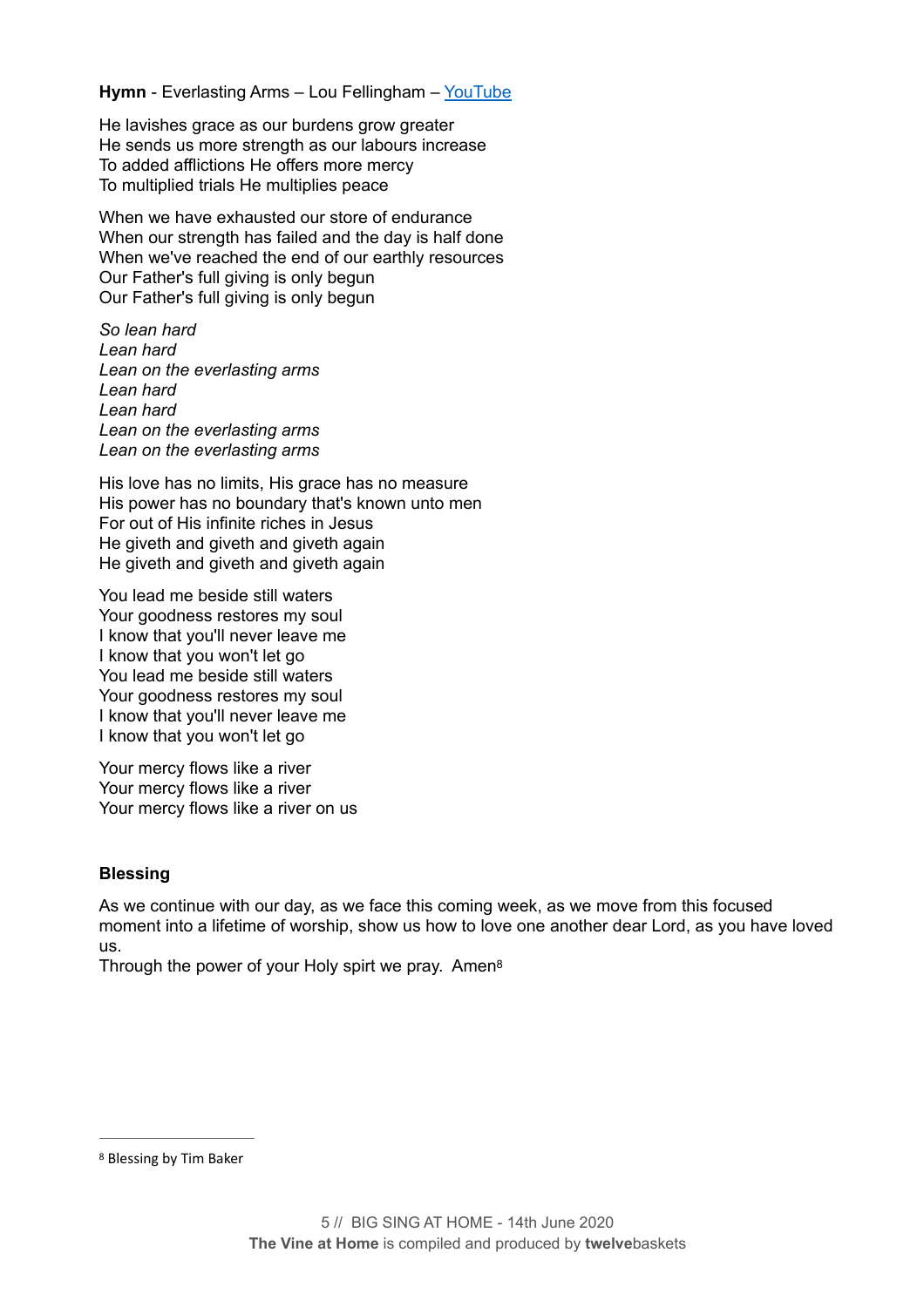**Hymn** - Everlasting Arms – Lou Fellingham – YouTube

He lavishes grace as our burdens grow greater
He sends us more strength as our labours increase
To added afflictions He offers more mercy
To multiplied trials He multiplies peace

When we have exhausted our store of endurance
When our strength has failed and the day is half done
When we've reached the end of our earthly resources
Our Father's full giving is only begun
Our Father's full giving is only begun

*So lean hard*
*Lean hard*
*Lean on the everlasting arms*
*Lean hard*
*Lean hard*
*Lean on the everlasting arms*
*Lean on the everlasting arms*

His love has no limits, His grace has no measure
His power has no boundary that's known unto men
For out of His infinite riches in Jesus
He giveth and giveth and giveth again
He giveth and giveth and giveth again

You lead me beside still waters
Your goodness restores my soul
I know that you'll never leave me
I know that you won't let go
You lead me beside still waters
Your goodness restores my soul
I know that you'll never leave me
I know that you won't let go

Your mercy flows like a river
Your mercy flows like a river
Your mercy flows like a river on us

**Blessing**

As we continue with our day, as we face this coming week, as we move from this focused moment into a lifetime of worship, show us how to love one another dear Lord, as you have loved us.
Through the power of your Holy spirt we pray. Amen[8]

[8] Blessing by Tim Baker